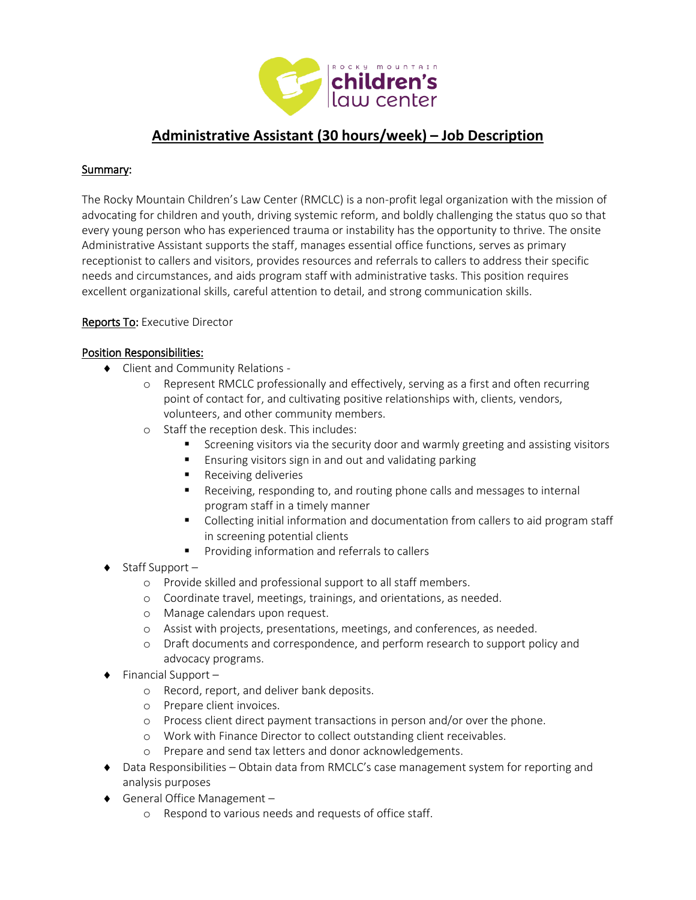# Administrative Assistant (30 hours/week) – Job Description

**Summary:**

The Rocky Mountain Children's Law Center (RMCLC) is a non-profit legal organization with the mission of advocating for children and youth, driving systemic reform, and boldly challenging the status quo so that every young person who has experienced trauma or instability has the opportunity to thrive. The onsite Administrative Assistant supports the staff, manages essential office functions, serves as primary receptionist to callers and visitors, provides resources and referrals to callers to address their specific needs and circumstances, and aids program staff with administrative tasks. This position requires excellent organizational skills, careful attention to detail, and strong communication skills.

**Reports To:** Executive Director

**Position Responsibilities:**

- Client and Community Relations -
  - Represent RMCLC professionally and effectively, serving as a first and often recurring point of contact for, and cultivating positive relationships with, clients, vendors, volunteers, and other community members.
  - Staff the reception desk. This includes:
    - Screening visitors via the security door and warmly greeting and assisting visitors
    - Ensuring visitors sign in and out and validating parking
    - Receiving deliveries
    - Receiving, responding to, and routing phone calls and messages to internal program staff in a timely manner
    - Collecting initial information and documentation from callers to aid program staff in screening potential clients
    - Providing information and referrals to callers
- Staff Support –
  - Provide skilled and professional support to all staff members.
  - Coordinate travel, meetings, trainings, and orientations, as needed.
  - Manage calendars upon request.
  - Assist with projects, presentations, meetings, and conferences, as needed.
  - Draft documents and correspondence, and perform research to support policy and advocacy programs.
- Financial Support –
  - Record, report, and deliver bank deposits.
  - Prepare client invoices.
  - Process client direct payment transactions in person and/or over the phone.
  - Work with Finance Director to collect outstanding client receivables.
  - Prepare and send tax letters and donor acknowledgements.
- Data Responsibilities – Obtain data from RMCLC's case management system for reporting and analysis purposes
- General Office Management –
  - Respond to various needs and requests of office staff.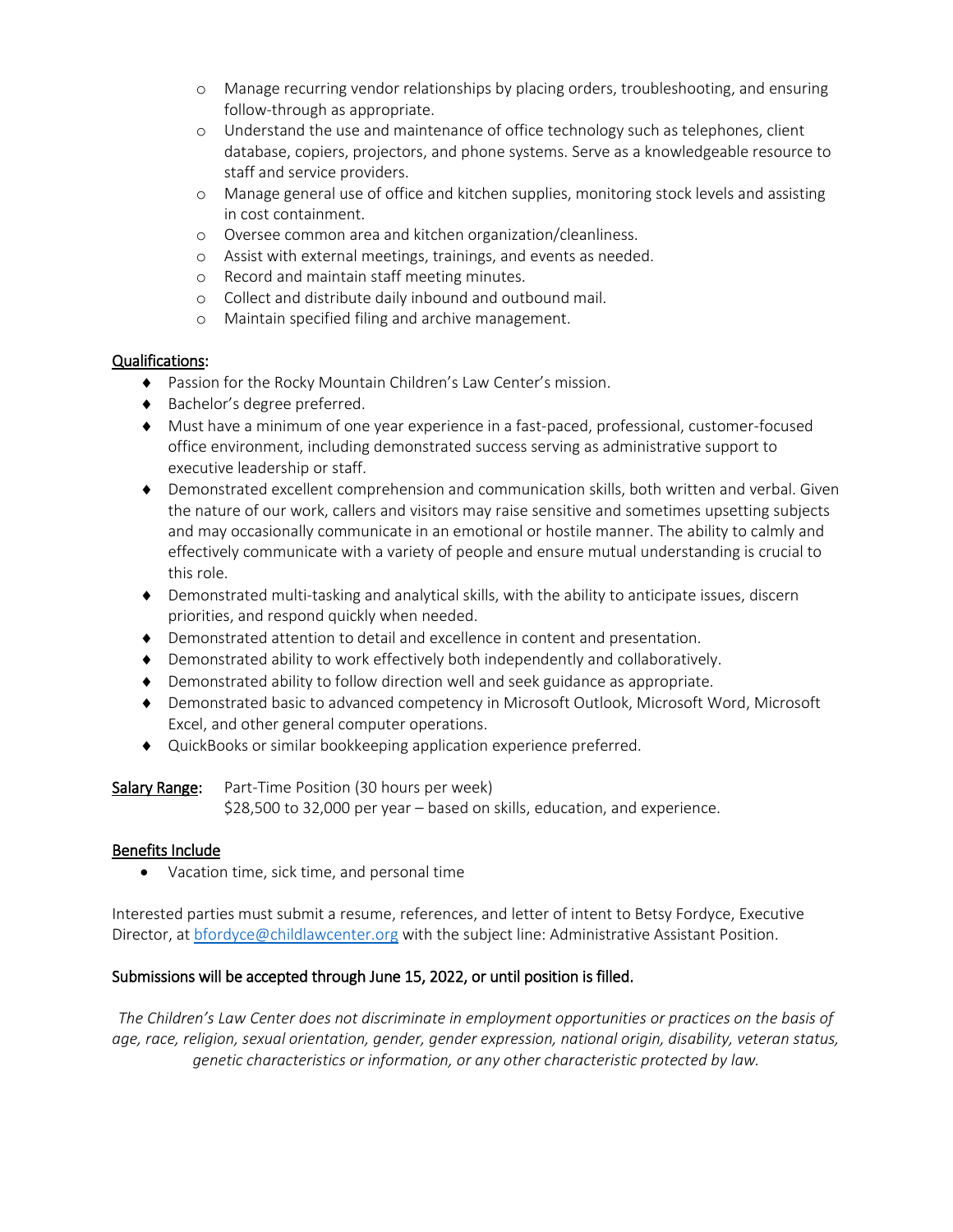- Manage recurring vendor relationships by placing orders, troubleshooting, and ensuring follow-through as appropriate.
- Understand the use and maintenance of office technology such as telephones, client database, copiers, projectors, and phone systems. Serve as a knowledgeable resource to staff and service providers.
- Manage general use of office and kitchen supplies, monitoring stock levels and assisting in cost containment.
- Oversee common area and kitchen organization/cleanliness.
- Assist with external meetings, trainings, and events as needed.
- Record and maintain staff meeting minutes.
- Collect and distribute daily inbound and outbound mail.
- Maintain specified filing and archive management.

**Qualifications:**

- Passion for the Rocky Mountain Children's Law Center's mission.
- Bachelor's degree preferred.
- Must have a minimum of one year experience in a fast-paced, professional, customer-focused office environment, including demonstrated success serving as administrative support to executive leadership or staff.
- Demonstrated excellent comprehension and communication skills, both written and verbal. Given the nature of our work, callers and visitors may raise sensitive and sometimes upsetting subjects and may occasionally communicate in an emotional or hostile manner. The ability to calmly and effectively communicate with a variety of people and ensure mutual understanding is crucial to this role.
- Demonstrated multi-tasking and analytical skills, with the ability to anticipate issues, discern priorities, and respond quickly when needed.
- Demonstrated attention to detail and excellence in content and presentation.
- Demonstrated ability to work effectively both independently and collaboratively.
- Demonstrated ability to follow direction well and seek guidance as appropriate.
- Demonstrated basic to advanced competency in Microsoft Outlook, Microsoft Word, Microsoft Excel, and other general computer operations.
- QuickBooks or similar bookkeeping application experience preferred.

**Salary Range:** Part-Time Position (30 hours per week)
$28,500 to 32,000 per year – based on skills, education, and experience.

**Benefits Include**

- Vacation time, sick time, and personal time

Interested parties must submit a resume, references, and letter of intent to Betsy Fordyce, Executive Director, at [bfordyce@childlawcenter.org](mailto:bfordyce@childlawcenter.org) with the subject line: Administrative Assistant Position.

**Submissions will be accepted through June 15, 2022, or until position is filled.**

*The Children's Law Center does not discriminate in employment opportunities or practices on the basis of age, race, religion, sexual orientation, gender, gender expression, national origin, disability, veteran status, genetic characteristics or information, or any other characteristic protected by law.*